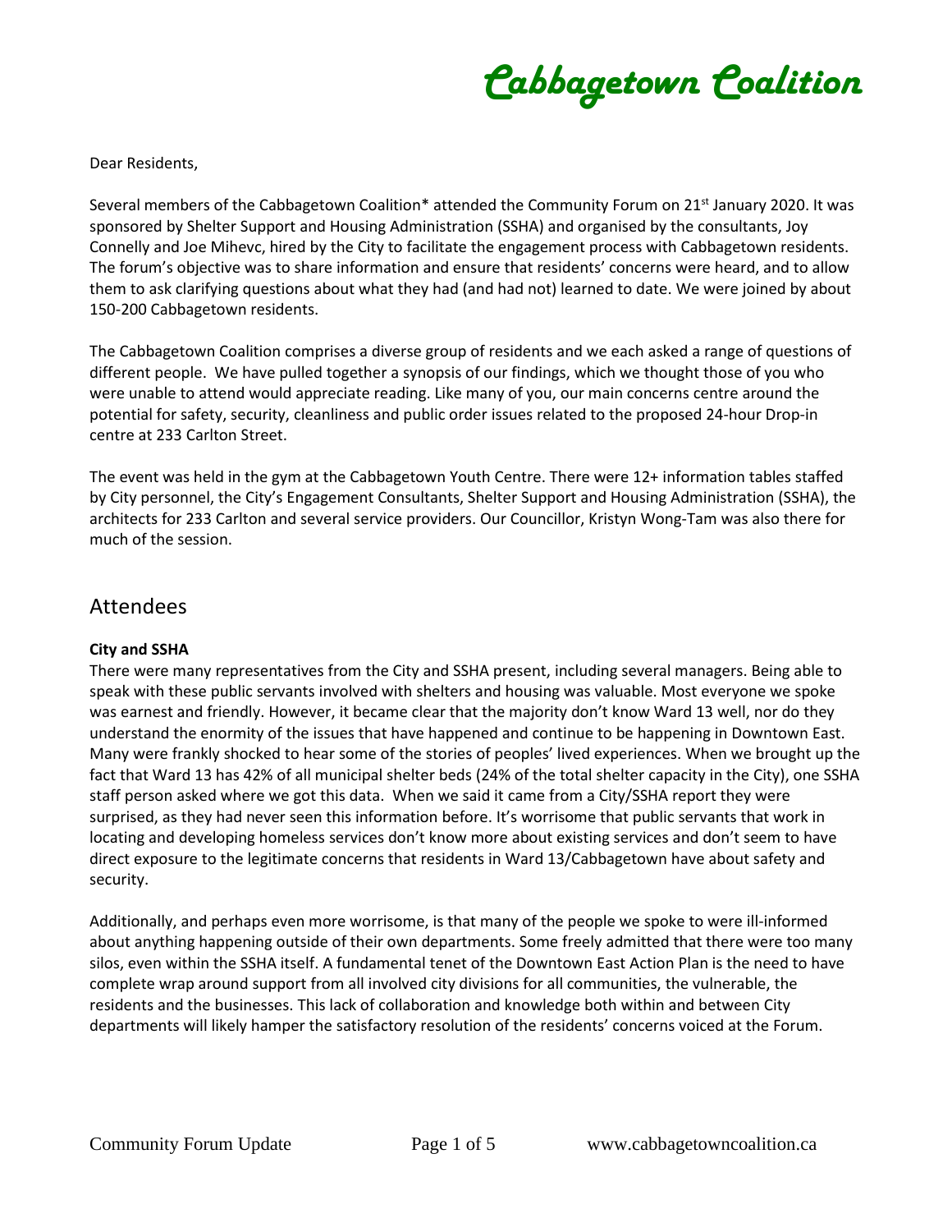# Cabbagetown Coalition

Dear Residents,

Several members of the Cabbagetown Coalition* attended the Community Forum on 21st January 2020. It was sponsored by Shelter Support and Housing Administration (SSHA) and organised by the consultants, Joy Connelly and Joe Mihevc, hired by the City to facilitate the engagement process with Cabbagetown residents. The forum's objective was to share information and ensure that residents' concerns were heard, and to allow them to ask clarifying questions about what they had (and had not) learned to date. We were joined by about 150-200 Cabbagetown residents.

The Cabbagetown Coalition comprises a diverse group of residents and we each asked a range of questions of different people. We have pulled together a synopsis of our findings, which we thought those of you who were unable to attend would appreciate reading. Like many of you, our main concerns centre around the potential for safety, security, cleanliness and public order issues related to the proposed 24-hour Drop-in centre at 233 Carlton Street.

The event was held in the gym at the Cabbagetown Youth Centre. There were 12+ information tables staffed by City personnel, the City's Engagement Consultants, Shelter Support and Housing Administration (SSHA), the architects for 233 Carlton and several service providers. Our Councillor, Kristyn Wong-Tam was also there for much of the session.

## Attendees

**City and SSHA**

There were many representatives from the City and SSHA present, including several managers. Being able to speak with these public servants involved with shelters and housing was valuable. Most everyone we spoke was earnest and friendly. However, it became clear that the majority don't know Ward 13 well, nor do they understand the enormity of the issues that have happened and continue to be happening in Downtown East. Many were frankly shocked to hear some of the stories of peoples' lived experiences. When we brought up the fact that Ward 13 has 42% of all municipal shelter beds (24% of the total shelter capacity in the City), one SSHA staff person asked where we got this data. When we said it came from a City/SSHA report they were surprised, as they had never seen this information before. It's worrisome that public servants that work in locating and developing homeless services don't know more about existing services and don't seem to have direct exposure to the legitimate concerns that residents in Ward 13/Cabbagetown have about safety and security.

Additionally, and perhaps even more worrisome, is that many of the people we spoke to were ill-informed about anything happening outside of their own departments. Some freely admitted that there were too many silos, even within the SSHA itself. A fundamental tenet of the Downtown East Action Plan is the need to have complete wrap around support from all involved city divisions for all communities, the vulnerable, the residents and the businesses. This lack of collaboration and knowledge both within and between City departments will likely hamper the satisfactory resolution of the residents' concerns voiced at the Forum.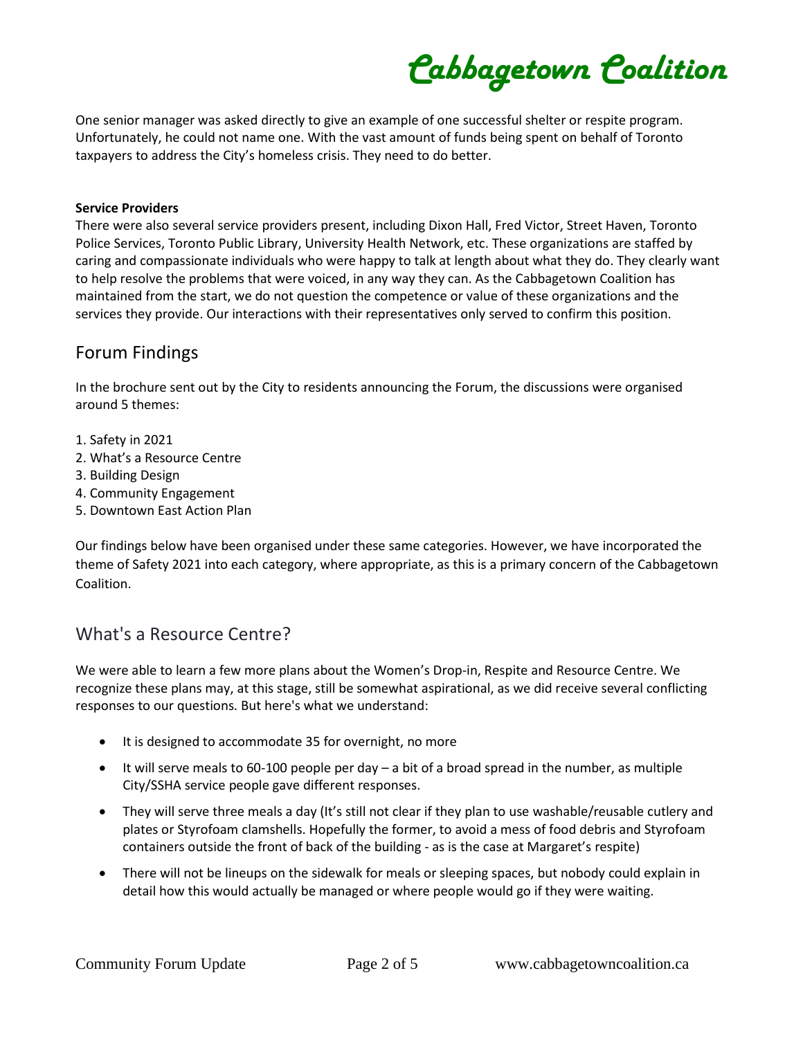One senior manager was asked directly to give an example of one successful shelter or respite program. Unfortunately, he could not name one. With the vast amount of funds being spent on behalf of Toronto taxpayers to address the City's homeless crisis. They need to do better.

**Service Providers**

There were also several service providers present, including Dixon Hall, Fred Victor, Street Haven, Toronto Police Services, Toronto Public Library, University Health Network, etc. These organizations are staffed by caring and compassionate individuals who were happy to talk at length about what they do. They clearly want to help resolve the problems that were voiced, in any way they can. As the Cabbagetown Coalition has maintained from the start, we do not question the competence or value of these organizations and the services they provide. Our interactions with their representatives only served to confirm this position.

## Forum Findings

In the brochure sent out by the City to residents announcing the Forum, the discussions were organised around 5 themes:

1. Safety in 2021
2. What's a Resource Centre
3. Building Design
4. Community Engagement
5. Downtown East Action Plan

Our findings below have been organised under these same categories. However, we have incorporated the theme of Safety 2021 into each category, where appropriate, as this is a primary concern of the Cabbagetown Coalition.

## What's a Resource Centre?

We were able to learn a few more plans about the Women's Drop-in, Respite and Resource Centre. We recognize these plans may, at this stage, still be somewhat aspirational, as we did receive several conflicting responses to our questions. But here's what we understand:

- It is designed to accommodate 35 for overnight, no more
- It will serve meals to 60-100 people per day – a bit of a broad spread in the number, as multiple City/SSHA service people gave different responses.
- They will serve three meals a day (It's still not clear if they plan to use washable/reusable cutlery and plates or Styrofoam clamshells. Hopefully the former, to avoid a mess of food debris and Styrofoam containers outside the front of back of the building - as is the case at Margaret's respite)
- There will not be lineups on the sidewalk for meals or sleeping spaces, but nobody could explain in detail how this would actually be managed or where people would go if they were waiting.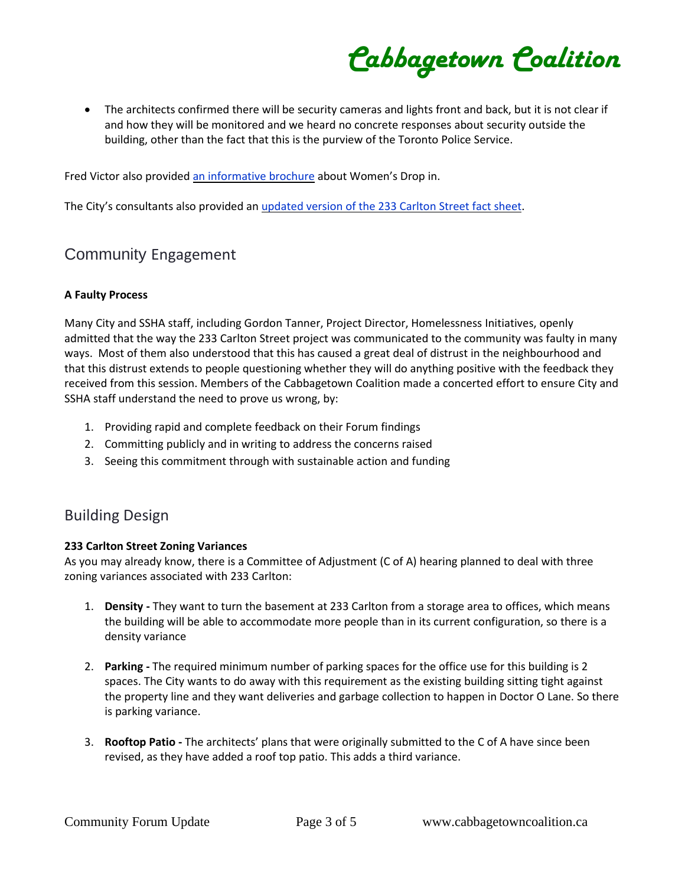- The architects confirmed there will be security cameras and lights front and back, but it is not clear if and how they will be monitored and we heard no concrete responses about security outside the building, other than the fact that this is the purview of the Toronto Police Service.

Fred Victor also provided [an informative brochure] about Women's Drop in.

The City's consultants also provided an [updated version of the 233 Carlton Street fact sheet].

## Community Engagement

**A Faulty Process**

Many City and SSHA staff, including Gordon Tanner, Project Director, Homelessness Initiatives, openly admitted that the way the 233 Carlton Street project was communicated to the community was faulty in many ways. Most of them also understood that this has caused a great deal of distrust in the neighbourhood and that this distrust extends to people questioning whether they will do anything positive with the feedback they received from this session. Members of the Cabbagetown Coalition made a concerted effort to ensure City and SSHA staff understand the need to prove us wrong, by:

1. Providing rapid and complete feedback on their Forum findings
2. Committing publicly and in writing to address the concerns raised
3. Seeing this commitment through with sustainable action and funding

## Building Design

**233 Carlton Street Zoning Variances**

As you may already know, there is a Committee of Adjustment (C of A) hearing planned to deal with three zoning variances associated with 233 Carlton:

1. **Density -** They want to turn the basement at 233 Carlton from a storage area to offices, which means the building will be able to accommodate more people than in its current configuration, so there is a density variance

2. **Parking -** The required minimum number of parking spaces for the office use for this building is 2 spaces. The City wants to do away with this requirement as the existing building sitting tight against the property line and they want deliveries and garbage collection to happen in Doctor O Lane. So there is parking variance.

3. **Rooftop Patio -** The architects' plans that were originally submitted to the C of A have since been revised, as they have added a roof top patio. This adds a third variance.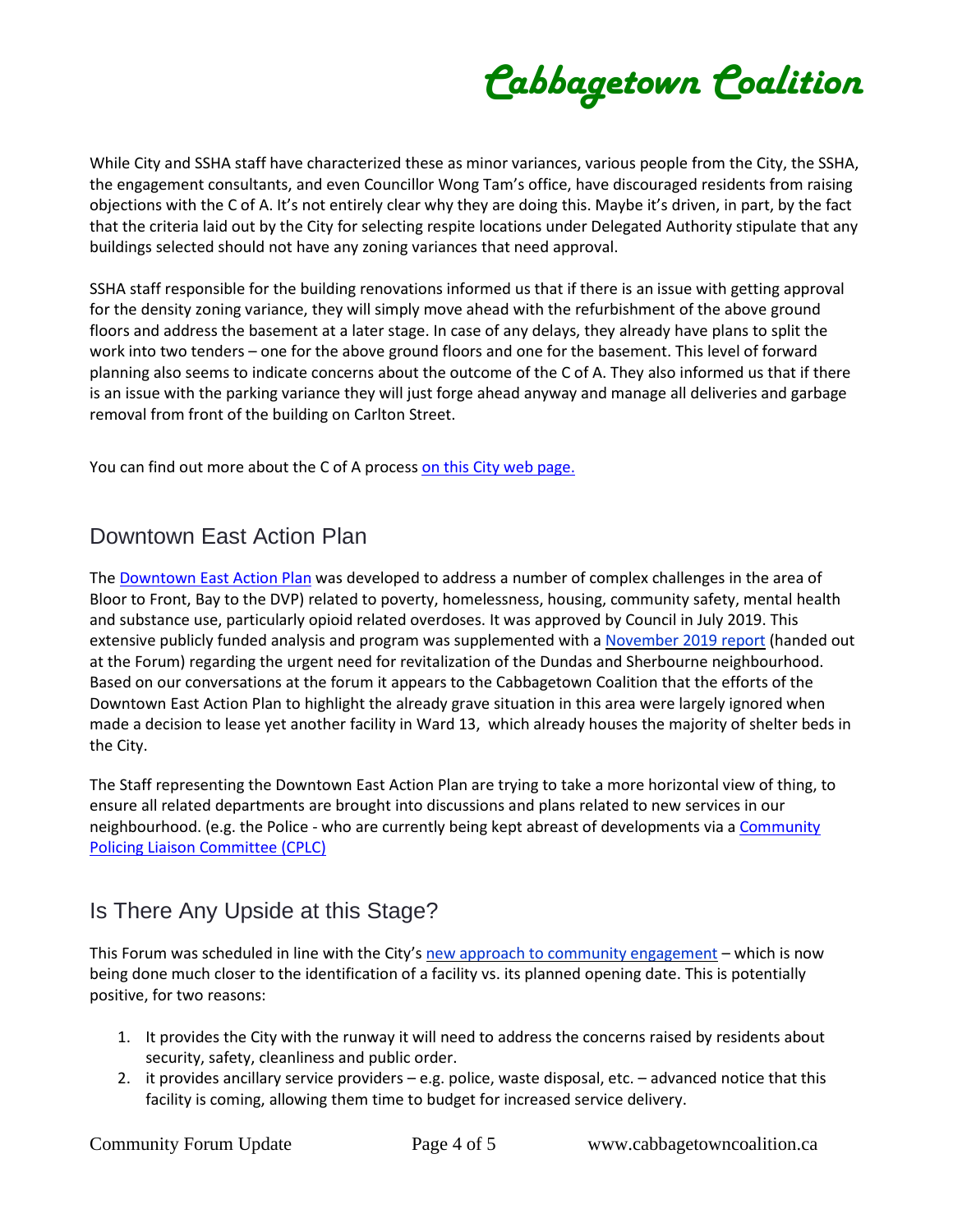While City and SSHA staff have characterized these as minor variances, various people from the City, the SSHA, the engagement consultants, and even Councillor Wong Tam's office, have discouraged residents from raising objections with the C of A. It's not entirely clear why they are doing this. Maybe it's driven, in part, by the fact that the criteria laid out by the City for selecting respite locations under Delegated Authority stipulate that any buildings selected should not have any zoning variances that need approval.

SSHA staff responsible for the building renovations informed us that if there is an issue with getting approval for the density zoning variance, they will simply move ahead with the refurbishment of the above ground floors and address the basement at a later stage. In case of any delays, they already have plans to split the work into two tenders – one for the above ground floors and one for the basement. This level of forward planning also seems to indicate concerns about the outcome of the C of A. They also informed us that if there is an issue with the parking variance they will just forge ahead anyway and manage all deliveries and garbage removal from front of the building on Carlton Street.

You can find out more about the C of A process on this City web page.

## Downtown East Action Plan

The Downtown East Action Plan was developed to address a number of complex challenges in the area of Bloor to Front, Bay to the DVP) related to poverty, homelessness, housing, community safety, mental health and substance use, particularly opioid related overdoses. It was approved by Council in July 2019. This extensive publicly funded analysis and program was supplemented with a November 2019 report (handed out at the Forum) regarding the urgent need for revitalization of the Dundas and Sherbourne neighbourhood. Based on our conversations at the forum it appears to the Cabbagetown Coalition that the efforts of the Downtown East Action Plan to highlight the already grave situation in this area were largely ignored when made a decision to lease yet another facility in Ward 13, which already houses the majority of shelter beds in the City.

The Staff representing the Downtown East Action Plan are trying to take a more horizontal view of thing, to ensure all related departments are brought into discussions and plans related to new services in our neighbourhood. (e.g. the Police - who are currently being kept abreast of developments via a Community Policing Liaison Committee (CPLC)

## Is There Any Upside at this Stage?

This Forum was scheduled in line with the City's new approach to community engagement – which is now being done much closer to the identification of a facility vs. its planned opening date. This is potentially positive, for two reasons:

1. It provides the City with the runway it will need to address the concerns raised by residents about security, safety, cleanliness and public order.
2. it provides ancillary service providers – e.g. police, waste disposal, etc. – advanced notice that this facility is coming, allowing them time to budget for increased service delivery.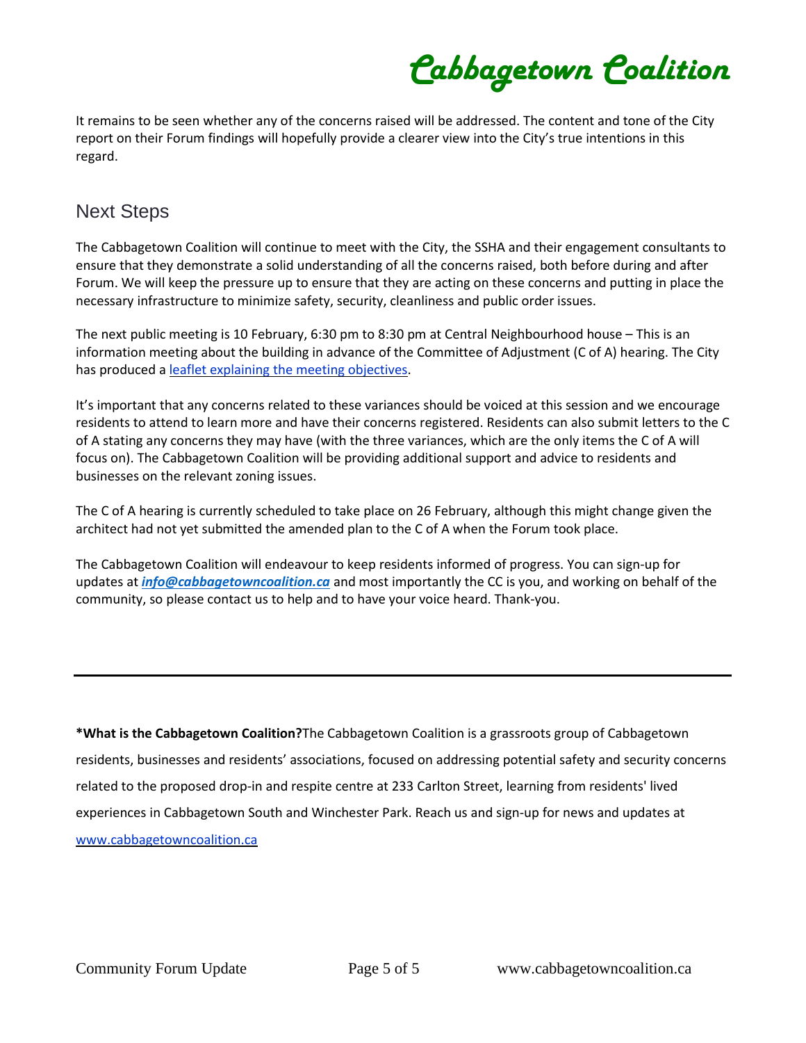It remains to be seen whether any of the concerns raised will be addressed. The content and tone of the City report on their Forum findings will hopefully provide a clearer view into the City's true intentions in this regard.

## Next Steps

The Cabbagetown Coalition will continue to meet with the City, the SSHA and their engagement consultants to ensure that they demonstrate a solid understanding of all the concerns raised, both before during and after Forum. We will keep the pressure up to ensure that they are acting on these concerns and putting in place the necessary infrastructure to minimize safety, security, cleanliness and public order issues.

The next public meeting is 10 February, 6:30 pm to 8:30 pm at Central Neighbourhood house – This is an information meeting about the building in advance of the Committee of Adjustment (C of A) hearing. The City has produced a leaflet explaining the meeting objectives.

It's important that any concerns related to these variances should be voiced at this session and we encourage residents to attend to learn more and have their concerns registered. Residents can also submit letters to the C of A stating any concerns they may have (with the three variances, which are the only items the C of A will focus on). The Cabbagetown Coalition will be providing additional support and advice to residents and businesses on the relevant zoning issues.

The C of A hearing is currently scheduled to take place on 26 February, although this might change given the architect had not yet submitted the amended plan to the C of A when the Forum took place.

The Cabbagetown Coalition will endeavour to keep residents informed of progress. You can sign-up for updates at ***info@cabbagetowncoalition.ca*** and most importantly the CC is you, and working on behalf of the community, so please contact us to help and to have your voice heard. Thank-you.

---

**\*What is the Cabbagetown Coalition?** The Cabbagetown Coalition is a grassroots group of Cabbagetown residents, businesses and residents' associations, focused on addressing potential safety and security concerns related to the proposed drop-in and respite centre at 233 Carlton Street, learning from residents' lived experiences in Cabbagetown South and Winchester Park. Reach us and sign-up for news and updates at www.cabbagetowncoalition.ca